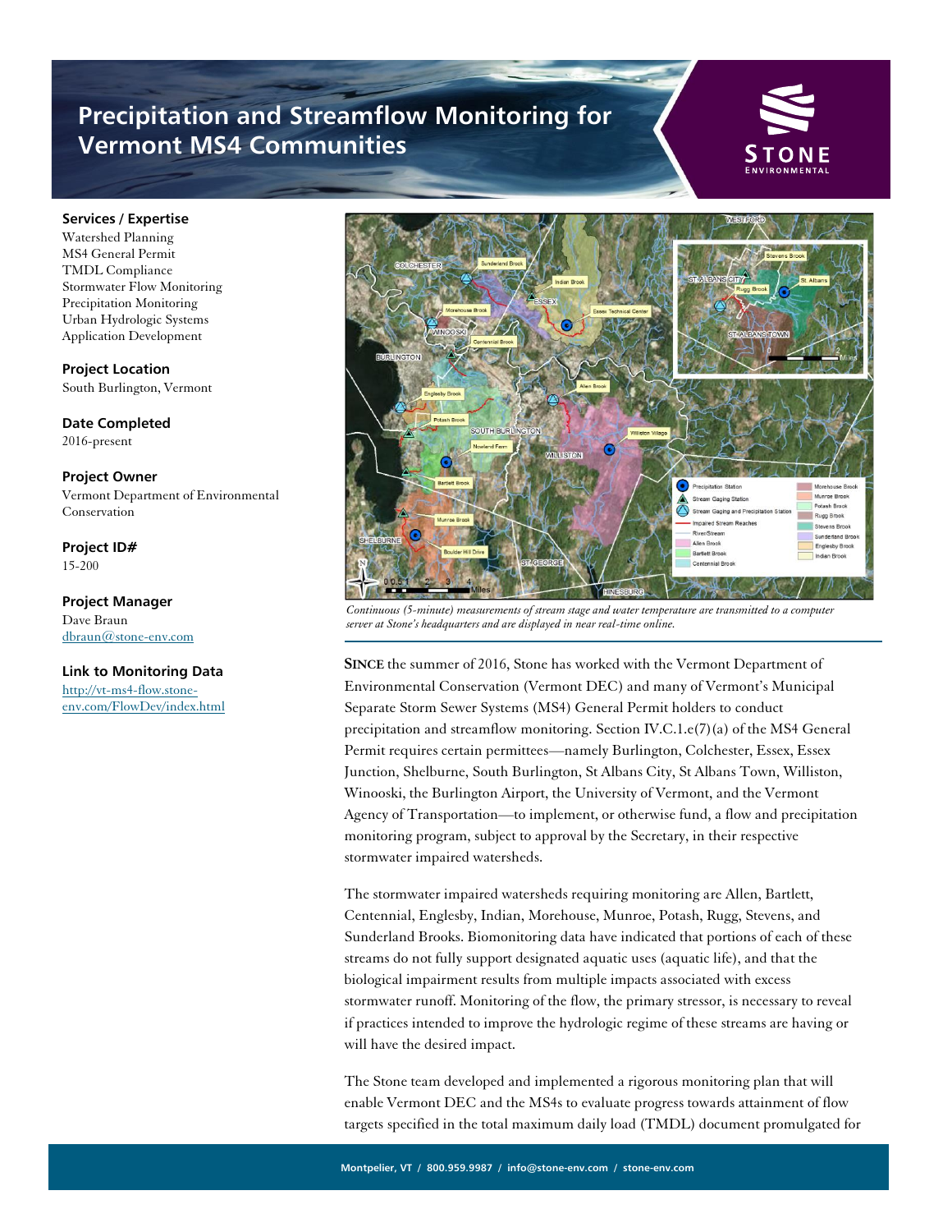# Precipitation and Streamflow Monitoring for Vermont MS4 Communities

**Services / Expertise**
Watershed Planning
MS4 General Permit
TMDL Compliance
Stormwater Flow Monitoring
Precipitation Monitoring
Urban Hydrologic Systems
Application Development

**Project Location**
South Burlington, Vermont

**Date Completed**
2016-present

**Project Owner**
Vermont Department of Environmental Conservation

**Project ID#**
15-200

**Project Manager**
Dave Braun
dbraun@stone-env.com

**Link to Monitoring Data**
http://vt-ms4-flow.stone-env.com/FlowDev/index.html

*Continuous (5-minute) measurements of stream stage and water temperature are transmitted to a computer server at Stone's headquarters and are displayed in near real-time online.*

**SINCE** the summer of 2016, Stone has worked with the Vermont Department of Environmental Conservation (Vermont DEC) and many of Vermont's Municipal Separate Storm Sewer Systems (MS4) General Permit holders to conduct precipitation and streamflow monitoring. Section IV.C.1.e(7)(a) of the MS4 General Permit requires certain permittees—namely Burlington, Colchester, Essex, Essex Junction, Shelburne, South Burlington, St Albans City, St Albans Town, Williston, Winooski, the Burlington Airport, the University of Vermont, and the Vermont Agency of Transportation—to implement, or otherwise fund, a flow and precipitation monitoring program, subject to approval by the Secretary, in their respective stormwater impaired watersheds.

The stormwater impaired watersheds requiring monitoring are Allen, Bartlett, Centennial, Englesby, Indian, Morehouse, Munroe, Potash, Rugg, Stevens, and Sunderland Brooks. Biomonitoring data have indicated that portions of each of these streams do not fully support designated aquatic uses (aquatic life), and that the biological impairment results from multiple impacts associated with excess stormwater runoff. Monitoring of the flow, the primary stressor, is necessary to reveal if practices intended to improve the hydrologic regime of these streams are having or will have the desired impact.

The Stone team developed and implemented a rigorous monitoring plan that will enable Vermont DEC and the MS4s to evaluate progress towards attainment of flow targets specified in the total maximum daily load (TMDL) document promulgated for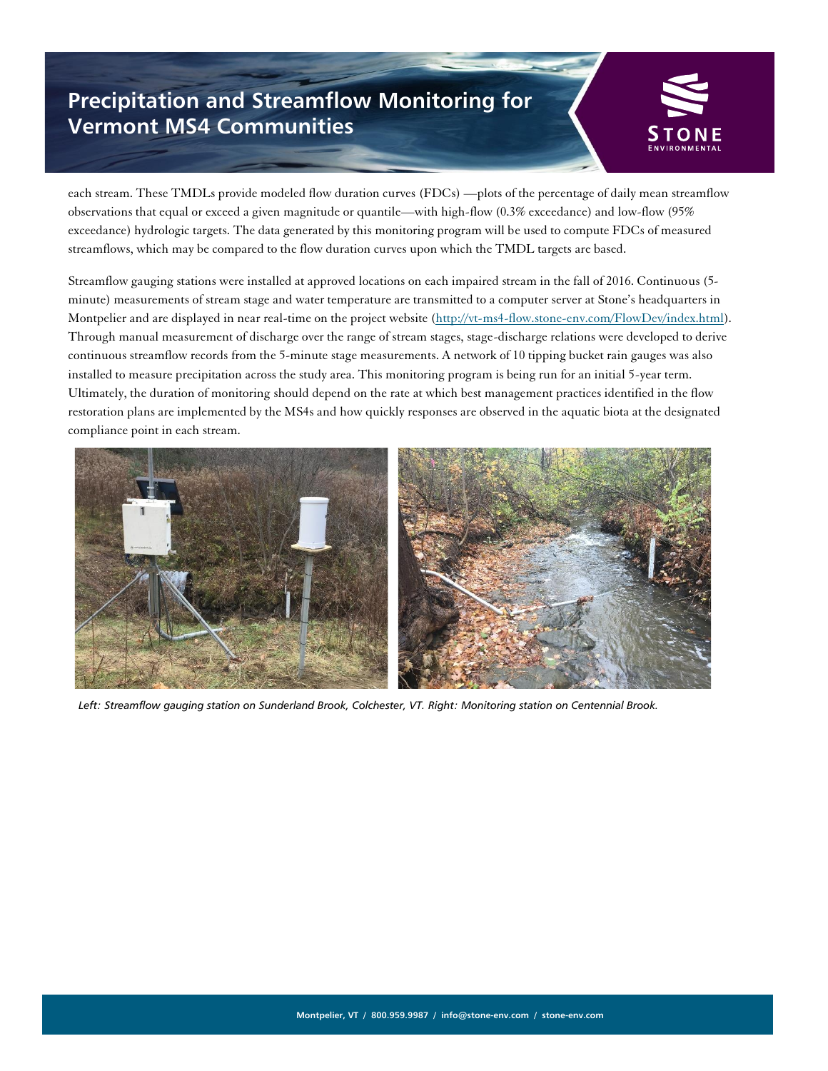each stream. These TMDLs provide modeled flow duration curves (FDCs) —plots of the percentage of daily mean streamflow observations that equal or exceed a given magnitude or quantile—with high-flow (0.3% exceedance) and low-flow (95% exceedance) hydrologic targets. The data generated by this monitoring program will be used to compute FDCs of measured streamflows, which may be compared to the flow duration curves upon which the TMDL targets are based.

Streamflow gauging stations were installed at approved locations on each impaired stream in the fall of 2016. Continuous (5-minute) measurements of stream stage and water temperature are transmitted to a computer server at Stone's headquarters in Montpelier and are displayed in near real-time on the project website (http://vt-ms4-flow.stone-env.com/FlowDev/index.html). Through manual measurement of discharge over the range of stream stages, stage-discharge relations were developed to derive continuous streamflow records from the 5-minute stage measurements. A network of 10 tipping bucket rain gauges was also installed to measure precipitation across the study area. This monitoring program is being run for an initial 5-year term. Ultimately, the duration of monitoring should depend on the rate at which best management practices identified in the flow restoration plans are implemented by the MS4s and how quickly responses are observed in the aquatic biota at the designated compliance point in each stream.

*Left: Streamflow gauging station on Sunderland Brook, Colchester, VT. Right: Monitoring station on Centennial Brook.*